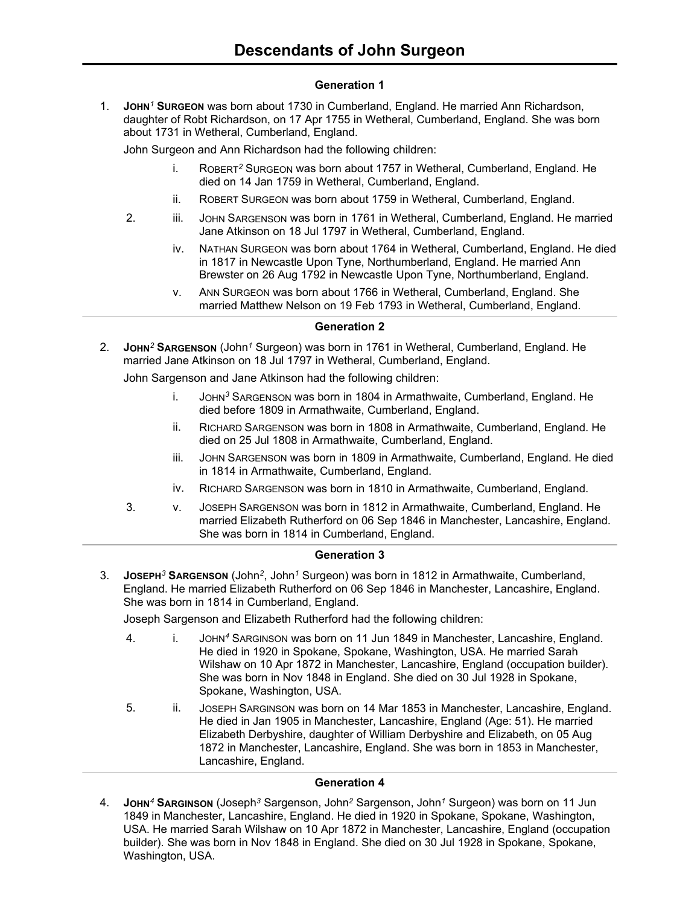# Descendants of John Surgeon

### Generation 1

1. **JOHN[1] SURGEON** was born about 1730 in Cumberland, England. He married Ann Richardson, daughter of Robt Richardson, on 17 Apr 1755 in Wetheral, Cumberland, England. She was born about 1731 in Wetheral, Cumberland, England.

   John Surgeon and Ann Richardson had the following children:

   - i. ROBERT[2] SURGEON was born about 1757 in Wetheral, Cumberland, England. He died on 14 Jan 1759 in Wetheral, Cumberland, England.
   - ii. ROBERT SURGEON was born about 1759 in Wetheral, Cumberland, England.
   - 2. iii. JOHN SARGENSON was born in 1761 in Wetheral, Cumberland, England. He married Jane Atkinson on 18 Jul 1797 in Wetheral, Cumberland, England.
   - iv. NATHAN SURGEON was born about 1764 in Wetheral, Cumberland, England. He died in 1817 in Newcastle Upon Tyne, Northumberland, England. He married Ann Brewster on 26 Aug 1792 in Newcastle Upon Tyne, Northumberland, England.
   - v. ANN SURGEON was born about 1766 in Wetheral, Cumberland, England. She married Matthew Nelson on 19 Feb 1793 in Wetheral, Cumberland, England.

### Generation 2

2. **JOHN[2] SARGENSON** (John[1] Surgeon) was born in 1761 in Wetheral, Cumberland, England. He married Jane Atkinson on 18 Jul 1797 in Wetheral, Cumberland, England.

   John Sargenson and Jane Atkinson had the following children:

   - i. JOHN[3] SARGENSON was born in 1804 in Armathwaite, Cumberland, England. He died before 1809 in Armathwaite, Cumberland, England.
   - ii. RICHARD SARGENSON was born in 1808 in Armathwaite, Cumberland, England. He died on 25 Jul 1808 in Armathwaite, Cumberland, England.
   - iii. JOHN SARGENSON was born in 1809 in Armathwaite, Cumberland, England. He died in 1814 in Armathwaite, Cumberland, England.
   - iv. RICHARD SARGENSON was born in 1810 in Armathwaite, Cumberland, England.
   - 3. v. JOSEPH SARGENSON was born in 1812 in Armathwaite, Cumberland, England. He married Elizabeth Rutherford on 06 Sep 1846 in Manchester, Lancashire, England. She was born in 1814 in Cumberland, England.

### Generation 3

3. **JOSEPH[3] SARGENSON** (John[2], John[1] Surgeon) was born in 1812 in Armathwaite, Cumberland, England. He married Elizabeth Rutherford on 06 Sep 1846 in Manchester, Lancashire, England. She was born in 1814 in Cumberland, England.

   Joseph Sargenson and Elizabeth Rutherford had the following children:

   - 4. i. JOHN[4] SARGINSON was born on 11 Jun 1849 in Manchester, Lancashire, England. He died in 1920 in Spokane, Spokane, Washington, USA. He married Sarah Wilshaw on 10 Apr 1872 in Manchester, Lancashire, England (occupation builder). She was born in Nov 1848 in England. She died on 30 Jul 1928 in Spokane, Spokane, Washington, USA.
   - 5. ii. JOSEPH SARGINSON was born on 14 Mar 1853 in Manchester, Lancashire, England. He died in Jan 1905 in Manchester, Lancashire, England (Age: 51). He married Elizabeth Derbyshire, daughter of William Derbyshire and Elizabeth, on 05 Aug 1872 in Manchester, Lancashire, England. She was born in 1853 in Manchester, Lancashire, England.

### Generation 4

4. **JOHN[4] SARGINSON** (Joseph[3] Sargenson, John[2] Sargenson, John[1] Surgeon) was born on 11 Jun 1849 in Manchester, Lancashire, England. He died in 1920 in Spokane, Spokane, Washington, USA. He married Sarah Wilshaw on 10 Apr 1872 in Manchester, Lancashire, England (occupation builder). She was born in Nov 1848 in England. She died on 30 Jul 1928 in Spokane, Spokane, Washington, USA.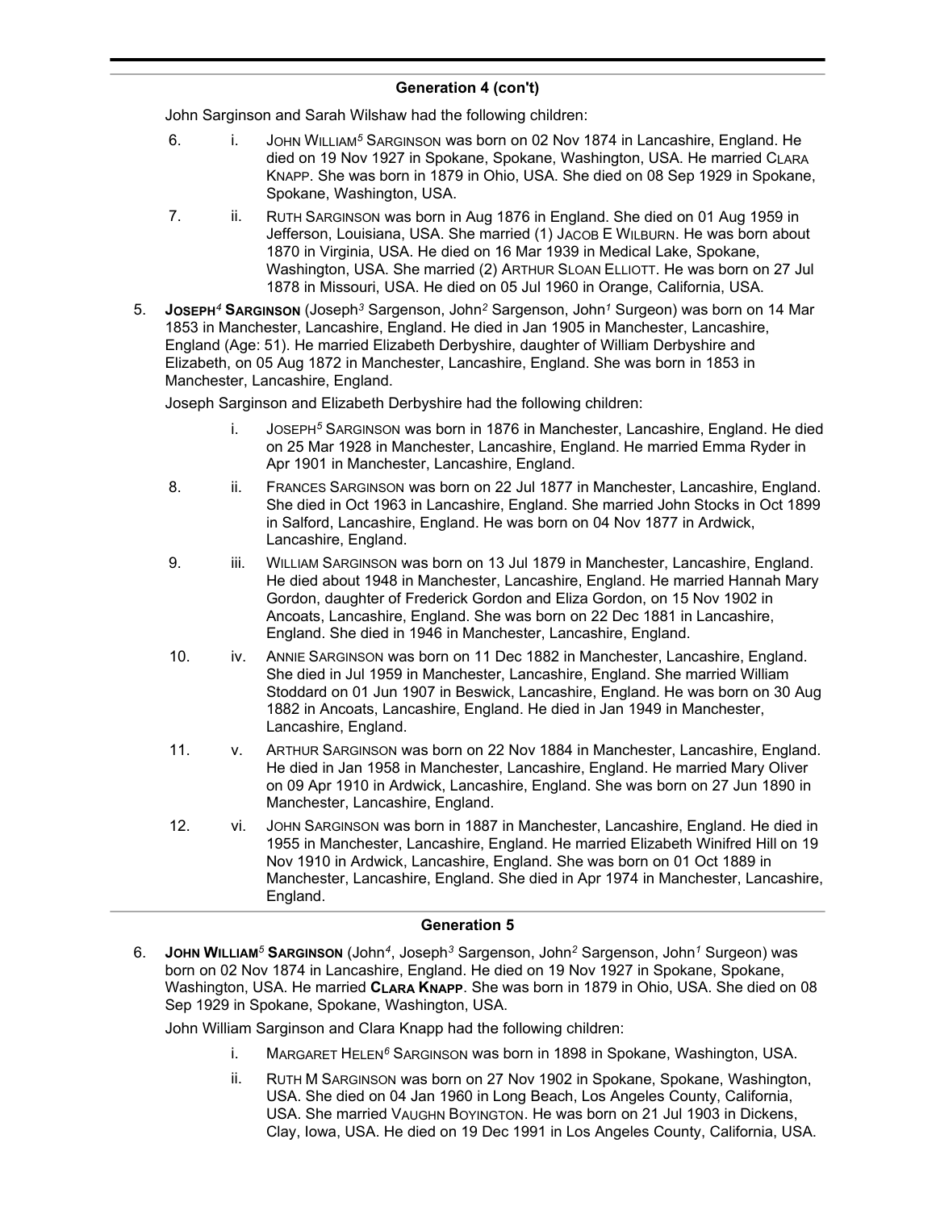## Generation 4 (con't)

John Sarginson and Sarah Wilshaw had the following children:

6. i. JOHN WILLIAM[5] SARGINSON was born on 02 Nov 1874 in Lancashire, England. He died on 19 Nov 1927 in Spokane, Spokane, Washington, USA. He married CLARA KNAPP. She was born in 1879 in Ohio, USA. She died on 08 Sep 1929 in Spokane, Spokane, Washington, USA.

7. ii. RUTH SARGINSON was born in Aug 1876 in England. She died on 01 Aug 1959 in Jefferson, Louisiana, USA. She married (1) JACOB E WILBURN. He was born about 1870 in Virginia, USA. He died on 16 Mar 1939 in Medical Lake, Spokane, Washington, USA. She married (2) ARTHUR SLOAN ELLIOTT. He was born on 27 Jul 1878 in Missouri, USA. He died on 05 Jul 1960 in Orange, California, USA.

5. **JOSEPH[4] SARGINSON** (Joseph[3] Sargenson, John[2] Sargenson, John[1] Surgeon) was born on 14 Mar 1853 in Manchester, Lancashire, England. He died in Jan 1905 in Manchester, Lancashire, England (Age: 51). He married Elizabeth Derbyshire, daughter of William Derbyshire and Elizabeth, on 05 Aug 1872 in Manchester, Lancashire, England. She was born in 1853 in Manchester, Lancashire, England.

Joseph Sarginson and Elizabeth Derbyshire had the following children:

i. JOSEPH[5] SARGINSON was born in 1876 in Manchester, Lancashire, England. He died on 25 Mar 1928 in Manchester, Lancashire, England. He married Emma Ryder in Apr 1901 in Manchester, Lancashire, England.

8. ii. FRANCES SARGINSON was born on 22 Jul 1877 in Manchester, Lancashire, England. She died in Oct 1963 in Lancashire, England. She married John Stocks in Oct 1899 in Salford, Lancashire, England. He was born on 04 Nov 1877 in Ardwick, Lancashire, England.

9. iii. WILLIAM SARGINSON was born on 13 Jul 1879 in Manchester, Lancashire, England. He died about 1948 in Manchester, Lancashire, England. He married Hannah Mary Gordon, daughter of Frederick Gordon and Eliza Gordon, on 15 Nov 1902 in Ancoats, Lancashire, England. She was born on 22 Dec 1881 in Lancashire, England. She died in 1946 in Manchester, Lancashire, England.

10. iv. ANNIE SARGINSON was born on 11 Dec 1882 in Manchester, Lancashire, England. She died in Jul 1959 in Manchester, Lancashire, England. She married William Stoddard on 01 Jun 1907 in Beswick, Lancashire, England. He was born on 30 Aug 1882 in Ancoats, Lancashire, England. He died in Jan 1949 in Manchester, Lancashire, England.

11. v. ARTHUR SARGINSON was born on 22 Nov 1884 in Manchester, Lancashire, England. He died in Jan 1958 in Manchester, Lancashire, England. He married Mary Oliver on 09 Apr 1910 in Ardwick, Lancashire, England. She was born on 27 Jun 1890 in Manchester, Lancashire, England.

12. vi. JOHN SARGINSON was born in 1887 in Manchester, Lancashire, England. He died in 1955 in Manchester, Lancashire, England. He married Elizabeth Winifred Hill on 19 Nov 1910 in Ardwick, Lancashire, England. She was born on 01 Oct 1889 in Manchester, Lancashire, England. She died in Apr 1974 in Manchester, Lancashire, England.

## Generation 5

6. **JOHN WILLIAM[5] SARGINSON** (John[4], Joseph[3] Sargenson, John[2] Sargenson, John[1] Surgeon) was born on 02 Nov 1874 in Lancashire, England. He died on 19 Nov 1927 in Spokane, Spokane, Washington, USA. He married **CLARA KNAPP**. She was born in 1879 in Ohio, USA. She died on 08 Sep 1929 in Spokane, Spokane, Washington, USA.

John William Sarginson and Clara Knapp had the following children:

i. MARGARET HELEN[6] SARGINSON was born in 1898 in Spokane, Washington, USA.

ii. RUTH M SARGINSON was born on 27 Nov 1902 in Spokane, Spokane, Washington, USA. She died on 04 Jan 1960 in Long Beach, Los Angeles County, California, USA. She married VAUGHN BOYINGTON. He was born on 21 Jul 1903 in Dickens, Clay, Iowa, USA. He died on 19 Dec 1991 in Los Angeles County, California, USA.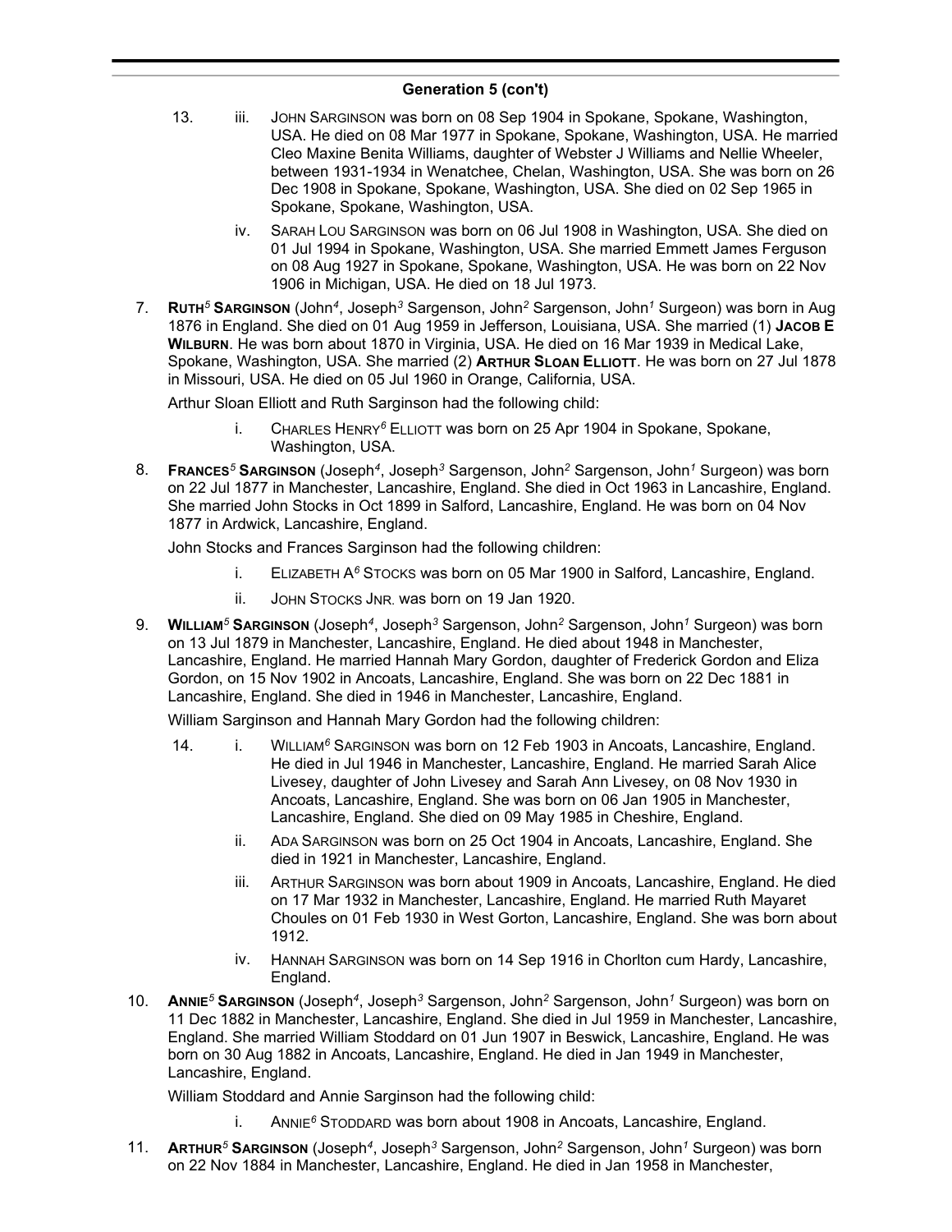## Generation 5 (con't)

13. iii. JOHN SARGINSON was born on 08 Sep 1904 in Spokane, Spokane, Washington, USA. He died on 08 Mar 1977 in Spokane, Spokane, Washington, USA. He married Cleo Maxine Benita Williams, daughter of Webster J Williams and Nellie Wheeler, between 1931-1934 in Wenatchee, Chelan, Washington, USA. She was born on 26 Dec 1908 in Spokane, Spokane, Washington, USA. She died on 02 Sep 1965 in Spokane, Spokane, Washington, USA.

iv. SARAH LOU SARGINSON was born on 06 Jul 1908 in Washington, USA. She died on 01 Jul 1994 in Spokane, Washington, USA. She married Emmett James Ferguson on 08 Aug 1927 in Spokane, Spokane, Washington, USA. He was born on 22 Nov 1906 in Michigan, USA. He died on 18 Jul 1973.

7. **RUTH[5] SARGINSON** (John[4], Joseph[3] Sargenson, John[2] Sargenson, John[1] Surgeon) was born in Aug 1876 in England. She died on 01 Aug 1959 in Jefferson, Louisiana, USA. She married (1) **JACOB E WILBURN**. He was born about 1870 in Virginia, USA. He died on 16 Mar 1939 in Medical Lake, Spokane, Washington, USA. She married (2) **ARTHUR SLOAN ELLIOTT**. He was born on 27 Jul 1878 in Missouri, USA. He died on 05 Jul 1960 in Orange, California, USA.

Arthur Sloan Elliott and Ruth Sarginson had the following child:

i. CHARLES HENRY[6] ELLIOTT was born on 25 Apr 1904 in Spokane, Spokane, Washington, USA.

8. **FRANCES[5] SARGINSON** (Joseph[4], Joseph[3] Sargenson, John[2] Sargenson, John[1] Surgeon) was born on 22 Jul 1877 in Manchester, Lancashire, England. She died in Oct 1963 in Lancashire, England. She married John Stocks in Oct 1899 in Salford, Lancashire, England. He was born on 04 Nov 1877 in Ardwick, Lancashire, England.

John Stocks and Frances Sarginson had the following children:

i. ELIZABETH A[6] STOCKS was born on 05 Mar 1900 in Salford, Lancashire, England.

ii. JOHN STOCKS JNR. was born on 19 Jan 1920.

9. **WILLIAM[5] SARGINSON** (Joseph[4], Joseph[3] Sargenson, John[2] Sargenson, John[1] Surgeon) was born on 13 Jul 1879 in Manchester, Lancashire, England. He died about 1948 in Manchester, Lancashire, England. He married Hannah Mary Gordon, daughter of Frederick Gordon and Eliza Gordon, on 15 Nov 1902 in Ancoats, Lancashire, England. She was born on 22 Dec 1881 in Lancashire, England. She died in 1946 in Manchester, Lancashire, England.

William Sarginson and Hannah Mary Gordon had the following children:

14. i. WILLIAM[6] SARGINSON was born on 12 Feb 1903 in Ancoats, Lancashire, England. He died in Jul 1946 in Manchester, Lancashire, England. He married Sarah Alice Livesey, daughter of John Livesey and Sarah Ann Livesey, on 08 Nov 1930 in Ancoats, Lancashire, England. She was born on 06 Jan 1905 in Manchester, Lancashire, England. She died on 09 May 1985 in Cheshire, England.

ii. ADA SARGINSON was born on 25 Oct 1904 in Ancoats, Lancashire, England. She died in 1921 in Manchester, Lancashire, England.

iii. ARTHUR SARGINSON was born about 1909 in Ancoats, Lancashire, England. He died on 17 Mar 1932 in Manchester, Lancashire, England. He married Ruth Mayaret Choules on 01 Feb 1930 in West Gorton, Lancashire, England. She was born about 1912.

iv. HANNAH SARGINSON was born on 14 Sep 1916 in Chorlton cum Hardy, Lancashire, England.

10. **ANNIE[5] SARGINSON** (Joseph[4], Joseph[3] Sargenson, John[2] Sargenson, John[1] Surgeon) was born on 11 Dec 1882 in Manchester, Lancashire, England. She died in Jul 1959 in Manchester, Lancashire, England. She married William Stoddard on 01 Jun 1907 in Beswick, Lancashire, England. He was born on 30 Aug 1882 in Ancoats, Lancashire, England. He died in Jan 1949 in Manchester, Lancashire, England.

William Stoddard and Annie Sarginson had the following child:

i. ANNIE[6] STODDARD was born about 1908 in Ancoats, Lancashire, England.

11. **ARTHUR[5] SARGINSON** (Joseph[4], Joseph[3] Sargenson, John[2] Sargenson, John[1] Surgeon) was born on 22 Nov 1884 in Manchester, Lancashire, England. He died in Jan 1958 in Manchester,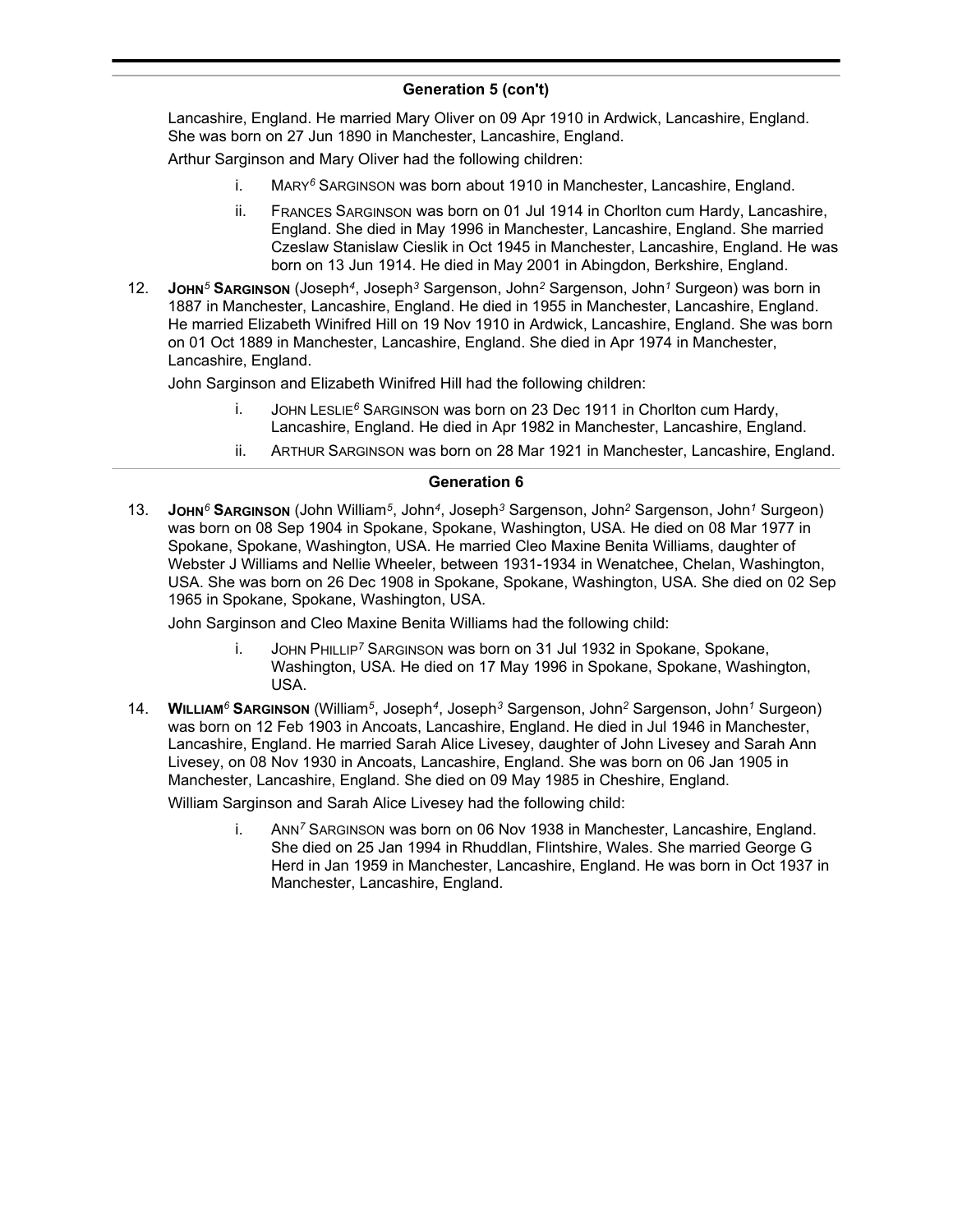## Generation 5 (con't)

Lancashire, England. He married Mary Oliver on 09 Apr 1910 in Ardwick, Lancashire, England. She was born on 27 Jun 1890 in Manchester, Lancashire, England.

Arthur Sarginson and Mary Oliver had the following children:

- i. MARY[6] SARGINSON was born about 1910 in Manchester, Lancashire, England.
- ii. FRANCES SARGINSON was born on 01 Jul 1914 in Chorlton cum Hardy, Lancashire, England. She died in May 1996 in Manchester, Lancashire, England. She married Czeslaw Stanislaw Cieslik in Oct 1945 in Manchester, Lancashire, England. He was born on 13 Jun 1914. He died in May 2001 in Abingdon, Berkshire, England.

12. **JOHN[5] SARGINSON** (Joseph[4], Joseph[3] Sargenson, John[2] Sargenson, John[1] Surgeon) was born in 1887 in Manchester, Lancashire, England. He died in 1955 in Manchester, Lancashire, England. He married Elizabeth Winifred Hill on 19 Nov 1910 in Ardwick, Lancashire, England. She was born on 01 Oct 1889 in Manchester, Lancashire, England. She died in Apr 1974 in Manchester, Lancashire, England.

John Sarginson and Elizabeth Winifred Hill had the following children:

- i. JOHN LESLIE[6] SARGINSON was born on 23 Dec 1911 in Chorlton cum Hardy, Lancashire, England. He died in Apr 1982 in Manchester, Lancashire, England.
- ii. ARTHUR SARGINSON was born on 28 Mar 1921 in Manchester, Lancashire, England.

## Generation 6

13. **JOHN[6] SARGINSON** (John William[5], John[4], Joseph[3] Sargenson, John[2] Sargenson, John[1] Surgeon) was born on 08 Sep 1904 in Spokane, Spokane, Washington, USA. He died on 08 Mar 1977 in Spokane, Spokane, Washington, USA. He married Cleo Maxine Benita Williams, daughter of Webster J Williams and Nellie Wheeler, between 1931-1934 in Wenatchee, Chelan, Washington, USA. She was born on 26 Dec 1908 in Spokane, Spokane, Washington, USA. She died on 02 Sep 1965 in Spokane, Spokane, Washington, USA.

John Sarginson and Cleo Maxine Benita Williams had the following child:

- i. JOHN PHILLIP[7] SARGINSON was born on 31 Jul 1932 in Spokane, Spokane, Washington, USA. He died on 17 May 1996 in Spokane, Spokane, Washington, USA.

14. **WILLIAM[6] SARGINSON** (William[5], Joseph[4], Joseph[3] Sargenson, John[2] Sargenson, John[1] Surgeon) was born on 12 Feb 1903 in Ancoats, Lancashire, England. He died in Jul 1946 in Manchester, Lancashire, England. He married Sarah Alice Livesey, daughter of John Livesey and Sarah Ann Livesey, on 08 Nov 1930 in Ancoats, Lancashire, England. She was born on 06 Jan 1905 in Manchester, Lancashire, England. She died on 09 May 1985 in Cheshire, England.

William Sarginson and Sarah Alice Livesey had the following child:

- i. ANN[7] SARGINSON was born on 06 Nov 1938 in Manchester, Lancashire, England. She died on 25 Jan 1994 in Rhuddlan, Flintshire, Wales. She married George G Herd in Jan 1959 in Manchester, Lancashire, England. He was born in Oct 1937 in Manchester, Lancashire, England.